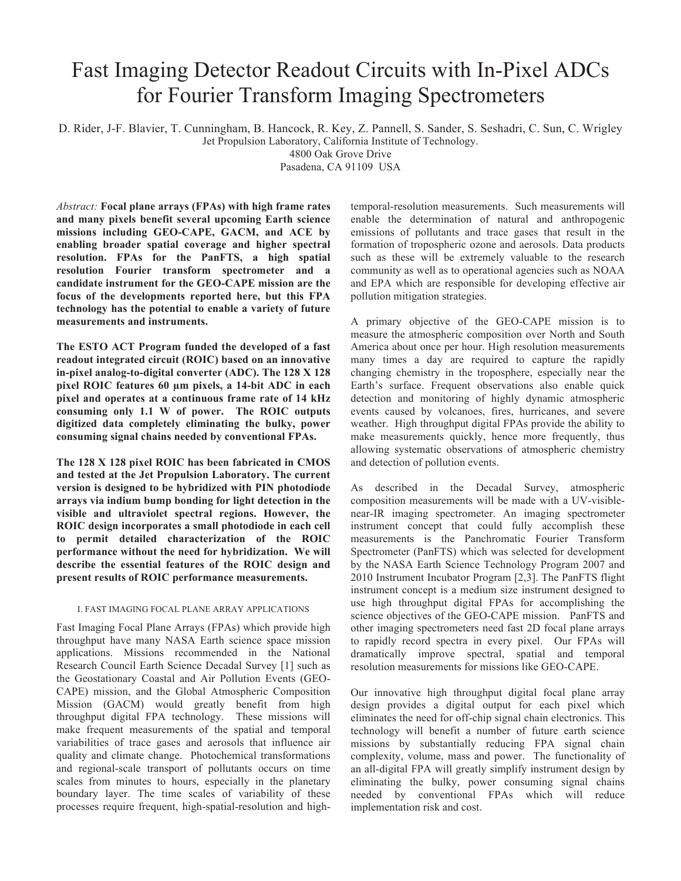# Fast Imaging Detector Readout Circuits with In-Pixel ADCs for Fourier Transform Imaging Spectrometers

D. Rider, J-F. Blavier, T. Cunningham, B. Hancock, R. Key, Z. Pannell, S. Sander, S. Seshadri, C. Sun, C. Wrigley

Jet Propulsion Laboratory, California Institute of Technology.
4800 Oak Grove Drive
Pasadena, CA 91109 USA

*Abstract:* **Focal plane arrays (FPAs) with high frame rates and many pixels benefit several upcoming Earth science missions including GEO-CAPE, GACM, and ACE by enabling broader spatial coverage and higher spectral resolution. FPAs for the PanFTS, a high spatial resolution Fourier transform spectrometer and a candidate instrument for the GEO-CAPE mission are the focus of the developments reported here, but this FPA technology has the potential to enable a variety of future measurements and instruments.**

**The ESTO ACT Program funded the developed of a fast readout integrated circuit (ROIC) based on an innovative in-pixel analog-to-digital converter (ADC). The 128 X 128 pixel ROIC features 60 µm pixels, a 14-bit ADC in each pixel and operates at a continuous frame rate of 14 kHz consuming only 1.1 W of power. The ROIC outputs digitized data completely eliminating the bulky, power consuming signal chains needed by conventional FPAs.**

**The 128 X 128 pixel ROIC has been fabricated in CMOS and tested at the Jet Propulsion Laboratory. The current version is designed to be hybridized with PIN photodiode arrays via indium bump bonding for light detection in the visible and ultraviolet spectral regions. However, the ROIC design incorporates a small photodiode in each cell to permit detailed characterization of the ROIC performance without the need for hybridization. We will describe the essential features of the ROIC design and present results of ROIC performance measurements.**

## I. FAST IMAGING FOCAL PLANE ARRAY APPLICATIONS

Fast Imaging Focal Plane Arrays (FPAs) which provide high throughput have many NASA Earth science space mission applications. Missions recommended in the National Research Council Earth Science Decadal Survey [1] such as the Geostationary Coastal and Air Pollution Events (GEO-CAPE) mission, and the Global Atmospheric Composition Mission (GACM) would greatly benefit from high throughput digital FPA technology. These missions will make frequent measurements of the spatial and temporal variabilities of trace gases and aerosols that influence air quality and climate change. Photochemical transformations and regional-scale transport of pollutants occurs on time scales from minutes to hours, especially in the planetary boundary layer. The time scales of variability of these processes require frequent, high-spatial-resolution and high-temporal-resolution measurements. Such measurements will enable the determination of natural and anthropogenic emissions of pollutants and trace gases that result in the formation of tropospheric ozone and aerosols. Data products such as these will be extremely valuable to the research community as well as to operational agencies such as NOAA and EPA which are responsible for developing effective air pollution mitigation strategies.

A primary objective of the GEO-CAPE mission is to measure the atmospheric composition over North and South America about once per hour. High resolution measurements many times a day are required to capture the rapidly changing chemistry in the troposphere, especially near the Earth's surface. Frequent observations also enable quick detection and monitoring of highly dynamic atmospheric events caused by volcanoes, fires, hurricanes, and severe weather. High throughput digital FPAs provide the ability to make measurements quickly, hence more frequently, thus allowing systematic observations of atmospheric chemistry and detection of pollution events.

As described in the Decadal Survey, atmospheric composition measurements will be made with a UV-visible-near-IR imaging spectrometer. An imaging spectrometer instrument concept that could fully accomplish these measurements is the Panchromatic Fourier Transform Spectrometer (PanFTS) which was selected for development by the NASA Earth Science Technology Program 2007 and 2010 Instrument Incubator Program [2,3]. The PanFTS flight instrument concept is a medium size instrument designed to use high throughput digital FPAs for accomplishing the science objectives of the GEO-CAPE mission. PanFTS and other imaging spectrometers need fast 2D focal plane arrays to rapidly record spectra in every pixel. Our FPAs will dramatically improve spectral, spatial and temporal resolution measurements for missions like GEO-CAPE.

Our innovative high throughput digital focal plane array design provides a digital output for each pixel which eliminates the need for off-chip signal chain electronics. This technology will benefit a number of future earth science missions by substantially reducing FPA signal chain complexity, volume, mass and power. The functionality of an all-digital FPA will greatly simplify instrument design by eliminating the bulky, power consuming signal chains needed by conventional FPAs which will reduce implementation risk and cost.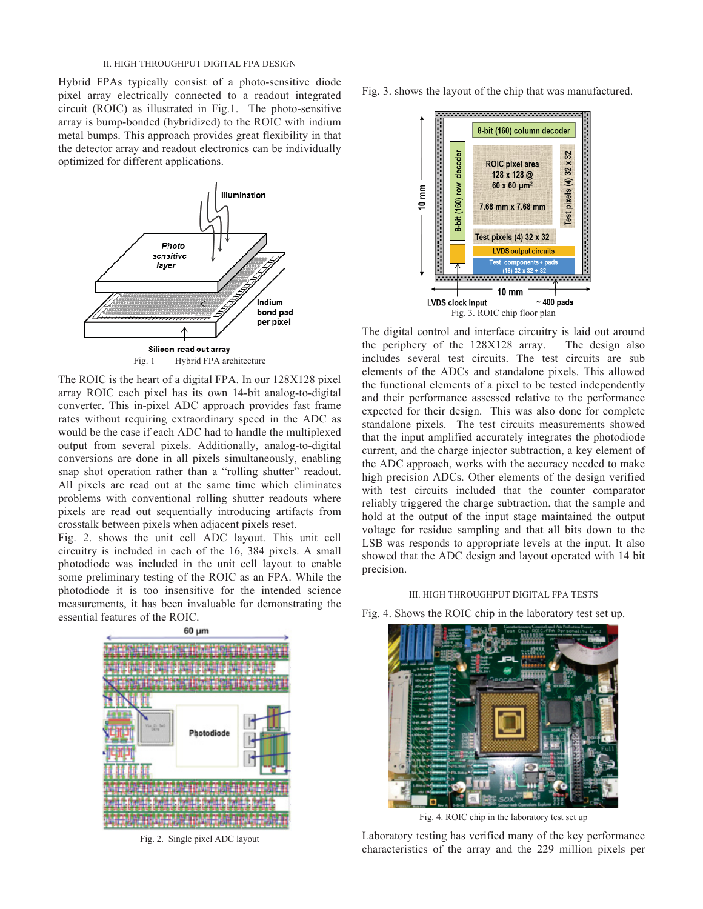## II. HIGH THROUGHPUT DIGITAL FPA DESIGN

Hybrid FPAs typically consist of a photo-sensitive diode pixel array electrically connected to a readout integrated circuit (ROIC) as illustrated in Fig.1. The photo-sensitive array is bump-bonded (hybridized) to the ROIC with indium metal bumps. This approach provides great flexibility in that the detector array and readout electronics can be individually optimized for different applications.

Fig. 1 Hybrid FPA architecture

The ROIC is the heart of a digital FPA. In our 128X128 pixel array ROIC each pixel has its own 14-bit analog-to-digital converter. This in-pixel ADC approach provides fast frame rates without requiring extraordinary speed in the ADC as would be the case if each ADC had to handle the multiplexed output from several pixels. Additionally, analog-to-digital conversions are done in all pixels simultaneously, enabling snap shot operation rather than a "rolling shutter" readout. All pixels are read out at the same time which eliminates problems with conventional rolling shutter readouts where pixels are read out sequentially introducing artifacts from crosstalk between pixels when adjacent pixels reset.

Fig. 2. shows the unit cell ADC layout. This unit cell circuitry is included in each of the 16, 384 pixels. A small photodiode was included in the unit cell layout to enable some preliminary testing of the ROIC as an FPA. While the photodiode it is too insensitive for the intended science measurements, it has been invaluable for demonstrating the essential features of the ROIC.

Fig. 2. Single pixel ADC layout

Fig. 3. shows the layout of the chip that was manufactured.

Fig. 3. ROIC chip floor plan

The digital control and interface circuitry is laid out around the periphery of the 128X128 array. The design also includes several test circuits. The test circuits are sub elements of the ADCs and standalone pixels. This allowed the functional elements of a pixel to be tested independently and their performance assessed relative to the performance expected for their design. This was also done for complete standalone pixels. The test circuits measurements showed that the input amplified accurately integrates the photodiode current, and the charge injector subtraction, a key element of the ADC approach, works with the accuracy needed to make high precision ADCs. Other elements of the design verified with test circuits included that the counter comparator reliably triggered the charge subtraction, that the sample and hold at the output of the input stage maintained the output voltage for residue sampling and that all bits down to the LSB was responds to appropriate levels at the input. It also showed that the ADC design and layout operated with 14 bit precision.

## III. HIGH THROUGHPUT DIGITAL FPA TESTS

Fig. 4. Shows the ROIC chip in the laboratory test set up.

Fig. 4. ROIC chip in the laboratory test set up

Laboratory testing has verified many of the key performance characteristics of the array and the 229 million pixels per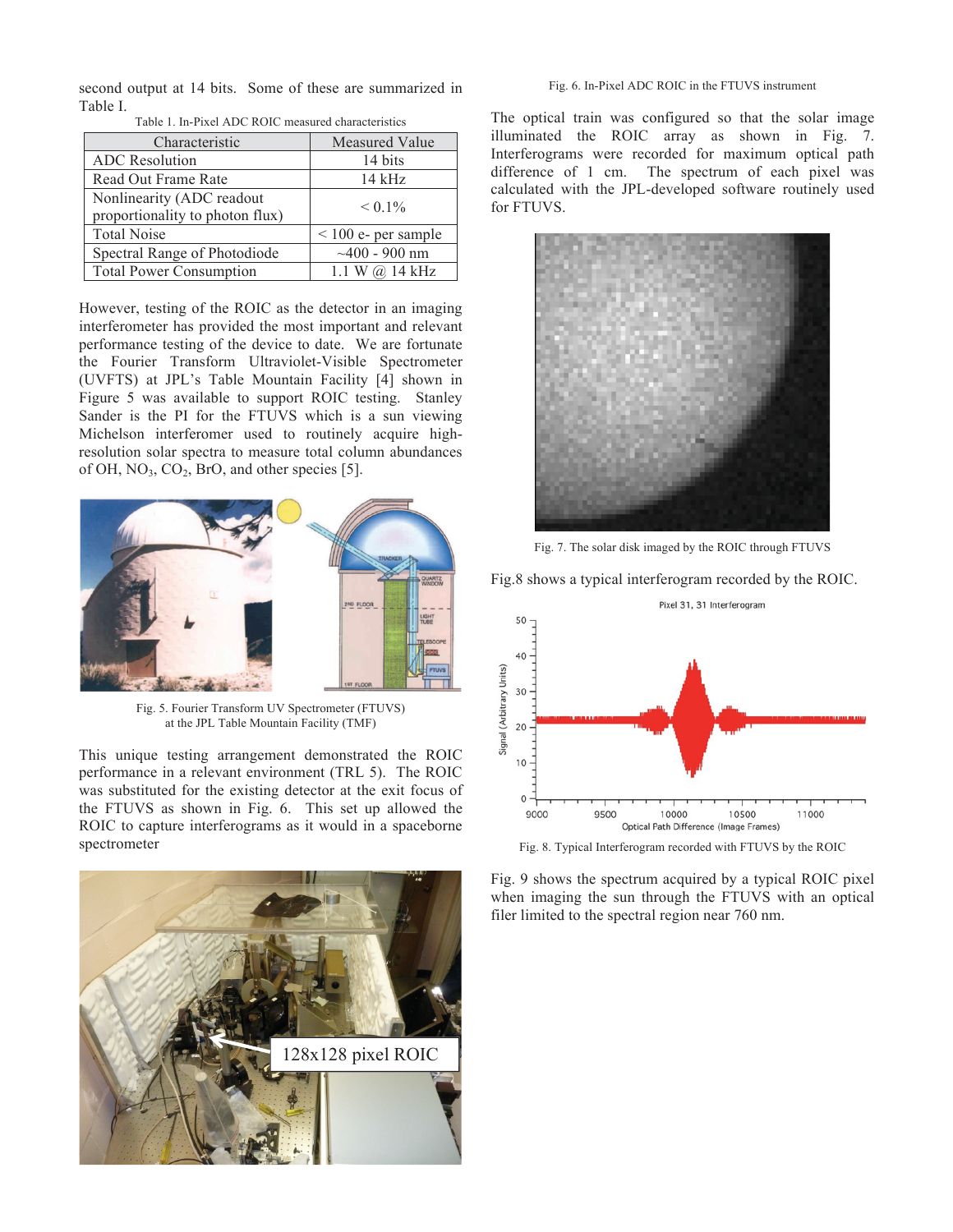second output at 14 bits. Some of these are summarized in Table I.

Table 1. In-Pixel ADC ROIC measured characteristics

| Characteristic | Measured Value |
| --- | --- |
| ADC Resolution | 14 bits |
| Read Out Frame Rate | 14 kHz |
| Nonlinearity (ADC readout proportionality to photon flux) | < 0.1% |
| Total Noise | < 100 e- per sample |
| Spectral Range of Photodiode | ~400 - 900 nm |
| Total Power Consumption | 1.1 W @ 14 kHz |

However, testing of the ROIC as the detector in an imaging interferometer has provided the most important and relevant performance testing of the device to date. We are fortunate the Fourier Transform Ultraviolet-Visible Spectrometer (UVFTS) at JPL's Table Mountain Facility [4] shown in Figure 5 was available to support ROIC testing. Stanley Sander is the PI for the FTUVS which is a sun viewing Michelson interferomer used to routinely acquire high-resolution solar spectra to measure total column abundances of OH, $NO_3$, $CO_2$, BrO, and other species [5].

Fig. 5. Fourier Transform UV Spectrometer (FTUVS) at the JPL Table Mountain Facility (TMF)

This unique testing arrangement demonstrated the ROIC performance in a relevant environment (TRL 5). The ROIC was substituted for the existing detector at the exit focus of the FTUVS as shown in Fig. 6. This set up allowed the ROIC to capture interferograms as it would in a spaceborne spectrometer

Fig. 6. In-Pixel ADC ROIC in the FTUVS instrument

The optical train was configured so that the solar image illuminated the ROIC array as shown in Fig. 7. Interferograms were recorded for maximum optical path difference of 1 cm. The spectrum of each pixel was calculated with the JPL-developed software routinely used for FTUVS.

Fig. 7. The solar disk imaged by the ROIC through FTUVS

Fig.8 shows a typical interferogram recorded by the ROIC.

Fig. 8. Typical Interferogram recorded with FTUVS by the ROIC

Fig. 9 shows the spectrum acquired by a typical ROIC pixel when imaging the sun through the FTUVS with an optical filer limited to the spectral region near 760 nm.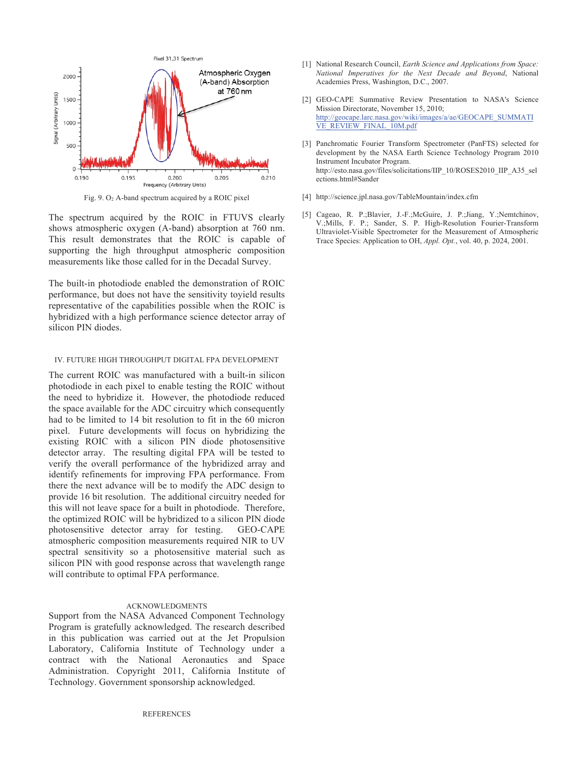Pixel 31,31 Spectrum

Atmospheric Oxygen (A-band) Absorption at 760 nm

Signal (Arbitrary Units)

2000
1500
1000
500
0

0.190
0.195
0.200
0.205
0.210

Frequency (Arbitrary Units)

Fig. 9. $O_2$ A-band spectrum acquired by a ROIC pixel

The spectrum acquired by the ROIC in FTUVS clearly shows atmospheric oxygen (A-band) absorption at 760 nm. This result demonstrates that the ROIC is capable of supporting the high throughput atmospheric composition measurements like those called for in the Decadal Survey.

The built-in photodiode enabled the demonstration of ROIC performance, but does not have the sensitivity toyield results representative of the capabilities possible when the ROIC is hybridized with a high performance science detector array of silicon PIN diodes.

## IV. FUTURE HIGH THROUGHPUT DIGITAL FPA DEVELOPMENT

The current ROIC was manufactured with a built-in silicon photodiode in each pixel to enable testing the ROIC without the need to hybridize it. However, the photodiode reduced the space available for the ADC circuitry which consequently had to be limited to 14 bit resolution to fit in the 60 micron pixel. Future developments will focus on hybridizing the existing ROIC with a silicon PIN diode photosensitive detector array. The resulting digital FPA will be tested to verify the overall performance of the hybridized array and identify refinements for improving FPA performance. From there the next advance will be to modify the ADC design to provide 16 bit resolution. The additional circuitry needed for this will not leave space for a built in photodiode. Therefore, the optimized ROIC will be hybridized to a silicon PIN diode photosensitive detector array for testing. GEO-CAPE atmospheric composition measurements required NIR to UV spectral sensitivity so a photosensitive material such as silicon PIN with good response across that wavelength range will contribute to optimal FPA performance.

## ACKNOWLEDGMENTS

Support from the NASA Advanced Component Technology Program is gratefully acknowledged. The research described in this publication was carried out at the Jet Propulsion Laboratory, California Institute of Technology under a contract with the National Aeronautics and Space Administration. Copyright 2011, California Institute of Technology. Government sponsorship acknowledged.

## REFERENCES

[1] National Research Council, *Earth Science and Applications from Space: National Imperatives for the Next Decade and Beyond*, National Academies Press, Washington, D.C., 2007.

[2] GEO-CAPE Summative Review Presentation to NASA's Science Mission Directorate, November 15, 2010; http://geocape.larc.nasa.gov/wiki/images/a/ae/GEOCAPE_SUMMATIVE_REVIEW_FINAL_10M.pdf

[3] Panchromatic Fourier Transform Spectrometer (PanFTS) selected for development by the NASA Earth Science Technology Program 2010 Instrument Incubator Program. http://esto.nasa.gov/files/solicitations/IIP_10/ROSES2010_IIP_A35_selections.html#Sander

[4] http://science.jpl.nasa.gov/TableMountain/index.cfm

[5] Cageao, R. P.;Blavier, J.-F.;McGuire, J. P.;Jiang, Y.;Nemtchinov, V.;Mills, F. P.; Sander, S. P. High-Resolution Fourier-Transform Ultraviolet-Visible Spectrometer for the Measurement of Atmospheric Trace Species: Application to OH, *Appl. Opt.*, vol. 40, p. 2024, 2001.